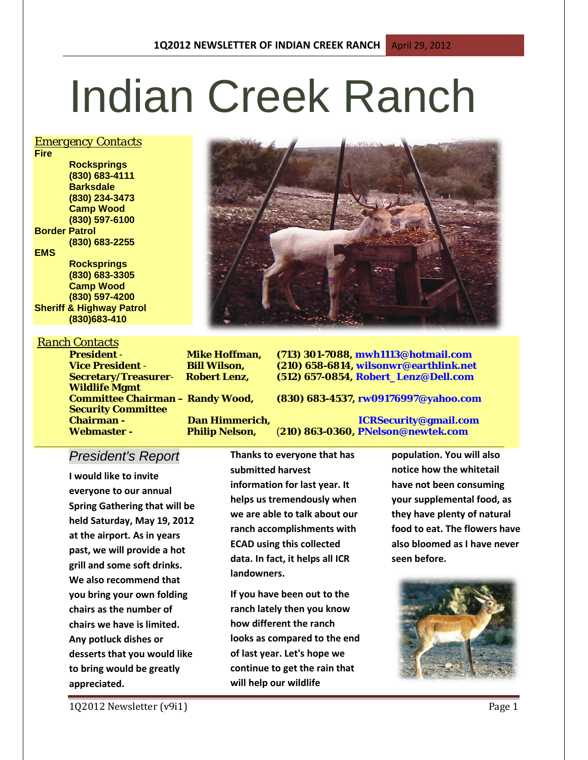# Indian Creek Ranch

*Emergency Contacts*

**Fire**

- **Rocksprings (830) 683-4111**
- **Barksdale (830) 234-3473**
- **Camp Wood (830) 597-6100**

**Border Patrol**

- **(830) 683-2255**

**EMS**

- **Rocksprings (830) 683-3305**
- **Camp Wood (830) 597-4200**

**Sheriff & Highway Patrol**

- **(830)683-410**

*Ranch Contacts*

| Role | Name | Contact |
|---|---|---|
| **President -** | **Mike Hoffman,** | **(713) 301-7088, mwh1113@hotmail.com** |
| **Vice President -** | **Bill Wilson,** | **(210) 658-6814, wilsonwr@earthlink.net** |
| **Secretary/Treasurer-** | **Robert Lenz,** | **(512) 657-0854, Robert_Lenz@Dell.com** |
| **Wildlife Mgmt Committee Chairman –** | **Randy Wood,** | **(830) 683-4537, rw09176997@yahoo.com** |
| **Security Committee Chairman -** | **Dan Himmerich,** | **ICRSecurity@gmail.com** |
| **Webmaster -** | **Philip Nelson,** | **(210) 863-0360, PNelson@newtek.com** |

## *President's Report*

**I would like to invite everyone to our annual Spring Gathering that will be held Saturday, May 19, 2012 at the airport. As in years past, we will provide a hot grill and some soft drinks. We also recommend that you bring your own folding chairs as the number of chairs we have is limited. Any potluck dishes or desserts that you would like to bring would be greatly appreciated.**

**Thanks to everyone that has submitted harvest information for last year. It helps us tremendously when we are able to talk about our ranch accomplishments with ECAD using this collected data. In fact, it helps all ICR landowners.**

**If you have been out to the ranch lately then you know how different the ranch looks as compared to the end of last year. Let's hope we continue to get the rain that will help our wildlife population. You will also notice how the whitetail have not been consuming your supplemental food, as they have plenty of natural food to eat. The flowers have also bloomed as I have never seen before.**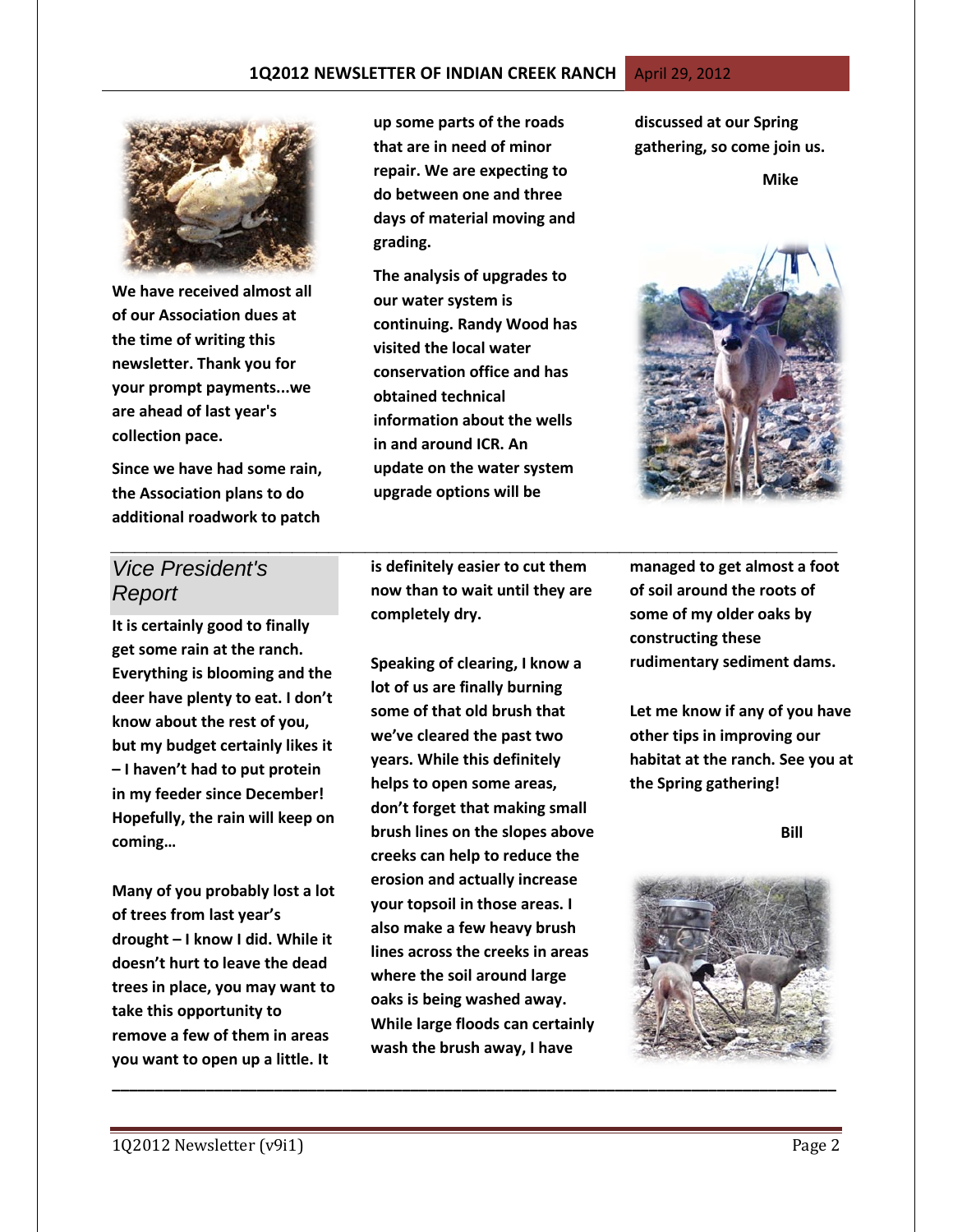**We have received almost all of our Association dues at the time of writing this newsletter. Thank you for your prompt payments...we are ahead of last year's collection pace.**

**Since we have had some rain, the Association plans to do additional roadwork to patch up some parts of the roads that are in need of minor repair. We are expecting to do between one and three days of material moving and grading.**

**The analysis of upgrades to our water system is continuing. Randy Wood has visited the local water conservation office and has obtained technical information about the wells in and around ICR. An update on the water system upgrade options will be discussed at our Spring gathering, so come join us.**

**Mike**

---

## *Vice President's Report*

**It is certainly good to finally get some rain at the ranch. Everything is blooming and the deer have plenty to eat. I don't know about the rest of you, but my budget certainly likes it – I haven't had to put protein in my feeder since December! Hopefully, the rain will keep on coming…**

**Many of you probably lost a lot of trees from last year's drought – I know I did. While it doesn't hurt to leave the dead trees in place, you may want to take this opportunity to remove a few of them in areas you want to open up a little. It is definitely easier to cut them now than to wait until they are completely dry.**

**Speaking of clearing, I know a lot of us are finally burning some of that old brush that we've cleared the past two years. While this definitely helps to open some areas, don't forget that making small brush lines on the slopes above creeks can help to reduce the erosion and actually increase your topsoil in those areas. I also make a few heavy brush lines across the creeks in areas where the soil around large oaks is being washed away. While large floods can certainly wash the brush away, I have managed to get almost a foot of soil around the roots of some of my older oaks by constructing these rudimentary sediment dams.**

**Let me know if any of you have other tips in improving our habitat at the ranch. See you at the Spring gathering!**

**Bill**

---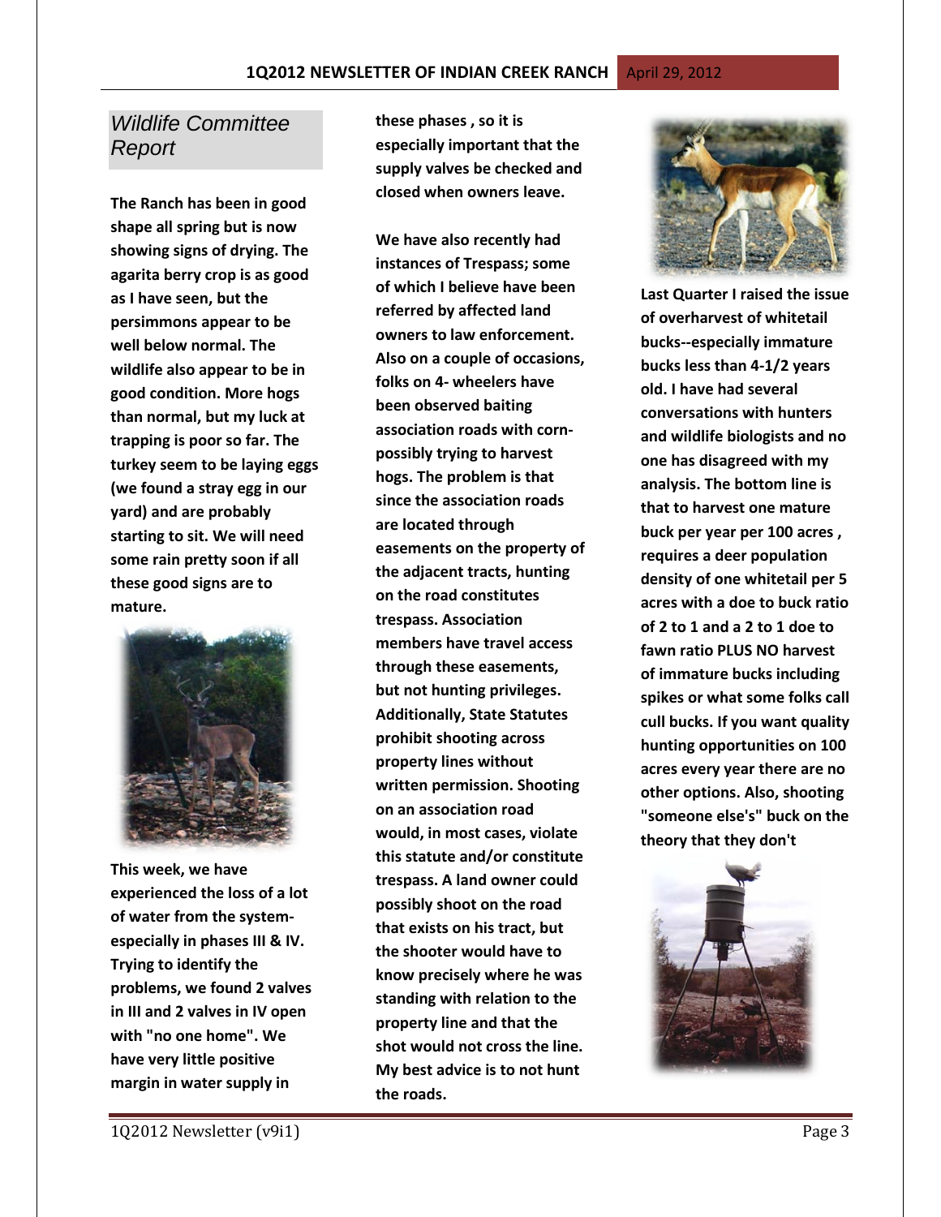## *Wildlife Committee Report*

**The Ranch has been in good shape all spring but is now showing signs of drying. The agarita berry crop is as good as I have seen, but the persimmons appear to be well below normal. The wildlife also appear to be in good condition. More hogs than normal, but my luck at trapping is poor so far. The turkey seem to be laying eggs (we found a stray egg in our yard) and are probably starting to sit. We will need some rain pretty soon if all these good signs are to mature.**

**This week, we have experienced the loss of a lot of water from the system- especially in phases III & IV. Trying to identify the problems, we found 2 valves in III and 2 valves in IV open with "no one home". We have very little positive margin in water supply in these phases , so it is especially important that the supply valves be checked and closed when owners leave.**

**We have also recently had instances of Trespass; some of which I believe have been referred by affected land owners to law enforcement. Also on a couple of occasions, folks on 4- wheelers have been observed baiting association roads with corn- possibly trying to harvest hogs. The problem is that since the association roads are located through easements on the property of the adjacent tracts, hunting on the road constitutes trespass. Association members have travel access through these easements, but not hunting privileges. Additionally, State Statutes prohibit shooting across property lines without written permission. Shooting on an association road would, in most cases, violate this statute and/or constitute trespass. A land owner could possibly shoot on the road that exists on his tract, but the shooter would have to know precisely where he was standing with relation to the property line and that the shot would not cross the line. My best advice is to not hunt the roads.**

**Last Quarter I raised the issue of overharvest of whitetail bucks--especially immature bucks less than 4-1/2 years old. I have had several conversations with hunters and wildlife biologists and no one has disagreed with my analysis. The bottom line is that to harvest one mature buck per year per 100 acres , requires a deer population density of one whitetail per 5 acres with a doe to buck ratio of 2 to 1 and a 2 to 1 doe to fawn ratio PLUS NO harvest of immature bucks including spikes or what some folks call cull bucks. If you want quality hunting opportunities on 100 acres every year there are no other options. Also, shooting "someone else's" buck on the theory that they don't**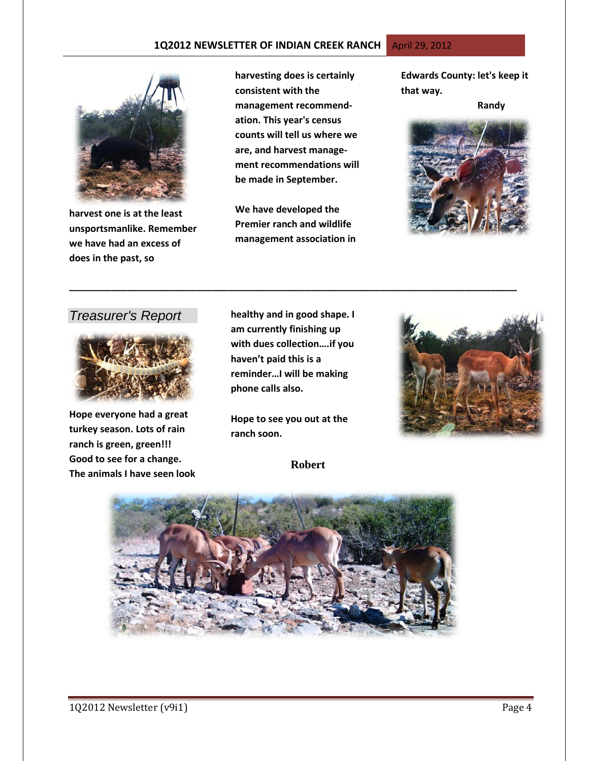harvest one is at the least unsportsmanlike. Remember we have had an excess of does in the past, so harvesting does is certainly consistent with the management recommendation. This year's census counts will tell us where we are, and harvest management recommendations will be made in September.

We have developed the Premier ranch and wildlife management association in Edwards County: let's keep it that way.

Randy

---

## Treasurer's Report

Hope everyone had a great turkey season. Lots of rain ranch is green, green!!! Good to see for a change. The animals I have seen look healthy and in good shape. I am currently finishing up with dues collection….if you haven't paid this is a reminder…I will be making phone calls also.

Hope to see you out at the ranch soon.

Robert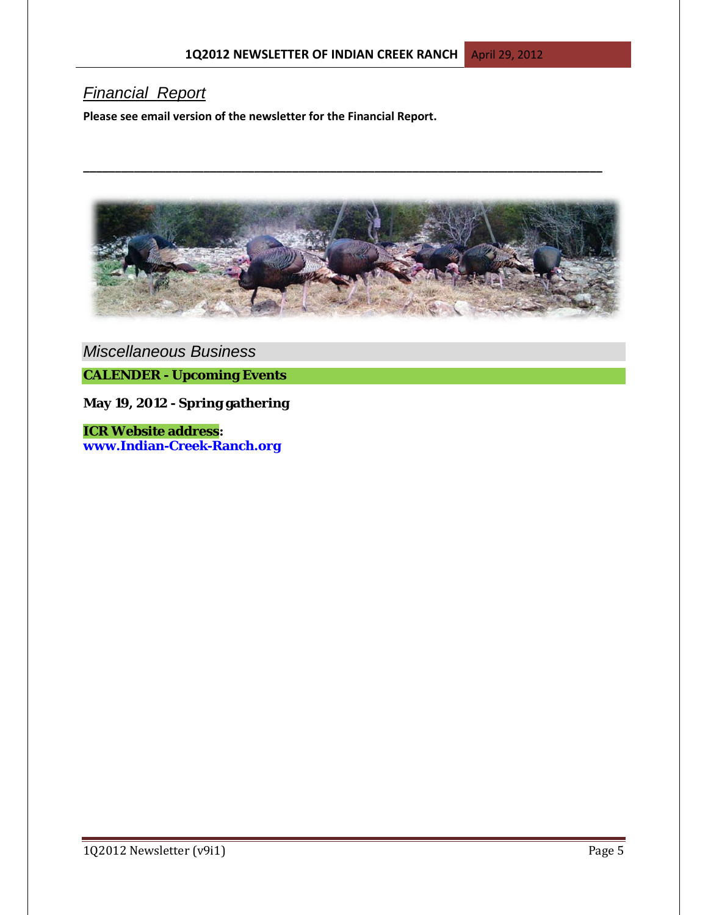## *Financial Report*

**Please see email version of the newsletter for the Financial Report.**

---

## *Miscellaneous Business*

**CALENDER - Upcoming Events**

**May 19, 2012 - Spring gathering**

**ICR Website address:**
**www.Indian-Creek-Ranch.org**